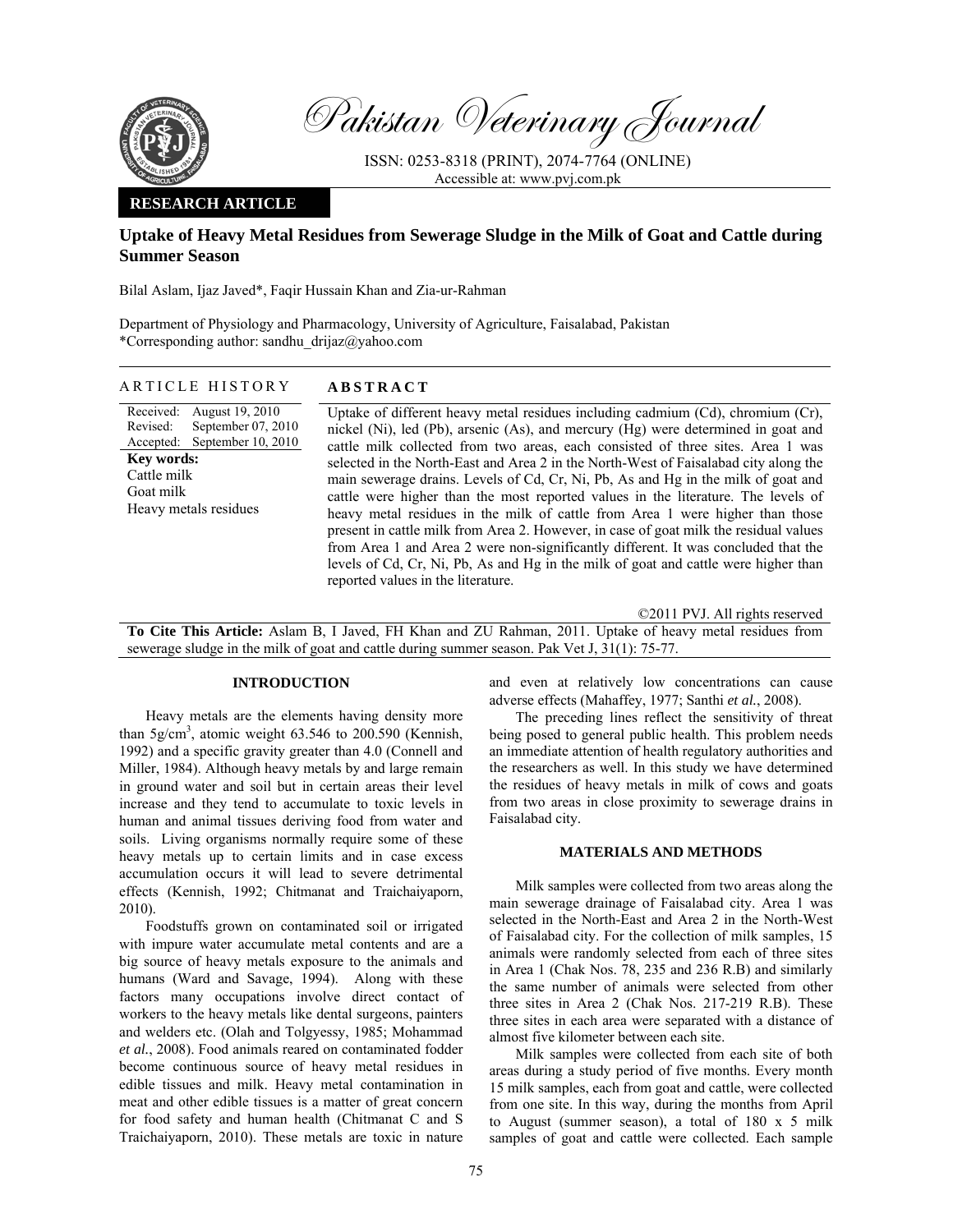# Pakistan Veterinary Journal

ISSN: 0253-8318 (PRINT), 2074-7764 (ONLINE)
Accessible at: www.pvj.com.pk

**RESEARCH ARTICLE**

## Uptake of Heavy Metal Residues from Sewerage Sludge in the Milk of Goat and Cattle during Summer Season

Bilal Aslam, Ijaz Javed*, Faqir Hussain Khan and Zia-ur-Rahman

Department of Physiology and Pharmacology, University of Agriculture, Faisalabad, Pakistan
*Corresponding author: sandhu_drijaz@yahoo.com

**ARTICLE HISTORY**

Received: August 19, 2010
Revised: September 07, 2010
Accepted: September 10, 2010

**Key words:**
Cattle milk
Goat milk
Heavy metals residues

**ABSTRACT**

Uptake of different heavy metal residues including cadmium (Cd), chromium (Cr), nickel (Ni), led (Pb), arsenic (As), and mercury (Hg) were determined in goat and cattle milk collected from two areas, each consisted of three sites. Area 1 was selected in the North-East and Area 2 in the North-West of Faisalabad city along the main sewerage drains. Levels of Cd, Cr, Ni, Pb, As and Hg in the milk of goat and cattle were higher than the most reported values in the literature. The levels of heavy metal residues in the milk of cattle from Area 1 were higher than those present in cattle milk from Area 2. However, in case of goat milk the residual values from Area 1 and Area 2 were non-significantly different. It was concluded that the levels of Cd, Cr, Ni, Pb, As and Hg in the milk of goat and cattle were higher than reported values in the literature.

©2011 PVJ. All rights reserved

**To Cite This Article:** Aslam B, I Javed, FH Khan and ZU Rahman, 2011. Uptake of heavy metal residues from sewerage sludge in the milk of goat and cattle during summer season. Pak Vet J, 31(1): 75-77.

## INTRODUCTION

Heavy metals are the elements having density more than 5g/cm$^3$, atomic weight 63.546 to 200.590 (Kennish, 1992) and a specific gravity greater than 4.0 (Connell and Miller, 1984). Although heavy metals by and large remain in ground water and soil but in certain areas their level increase and they tend to accumulate to toxic levels in human and animal tissues deriving food from water and soils. Living organisms normally require some of these heavy metals up to certain limits and in case excess accumulation occurs it will lead to severe detrimental effects (Kennish, 1992; Chitmanat and Traichaiyaporn, 2010).

Foodstuffs grown on contaminated soil or irrigated with impure water accumulate metal contents and are a big source of heavy metals exposure to the animals and humans (Ward and Savage, 1994). Along with these factors many occupations involve direct contact of workers to the heavy metals like dental surgeons, painters and welders etc. (Olah and Tolgyessy, 1985; Mohammad *et al.*, 2008). Food animals reared on contaminated fodder become continuous source of heavy metal residues in edible tissues and milk. Heavy metal contamination in meat and other edible tissues is a matter of great concern for food safety and human health (Chitmanat C and S Traichaiyaporn, 2010). These metals are toxic in nature and even at relatively low concentrations can cause adverse effects (Mahaffey, 1977; Santhi *et al.*, 2008).

The preceding lines reflect the sensitivity of threat being posed to general public health. This problem needs an immediate attention of health regulatory authorities and the researchers as well. In this study we have determined the residues of heavy metals in milk of cows and goats from two areas in close proximity to sewerage drains in Faisalabad city.

## MATERIALS AND METHODS

Milk samples were collected from two areas along the main sewerage drainage of Faisalabad city. Area 1 was selected in the North-East and Area 2 in the North-West of Faisalabad city. For the collection of milk samples, 15 animals were randomly selected from each of three sites in Area 1 (Chak Nos. 78, 235 and 236 R.B) and similarly the same number of animals were selected from other three sites in Area 2 (Chak Nos. 217-219 R.B). These three sites in each area were separated with a distance of almost five kilometer between each site.

Milk samples were collected from each site of both areas during a study period of five months. Every month 15 milk samples, each from goat and cattle, were collected from one site. In this way, during the months from April to August (summer season), a total of 180 x 5 milk samples of goat and cattle were collected. Each sample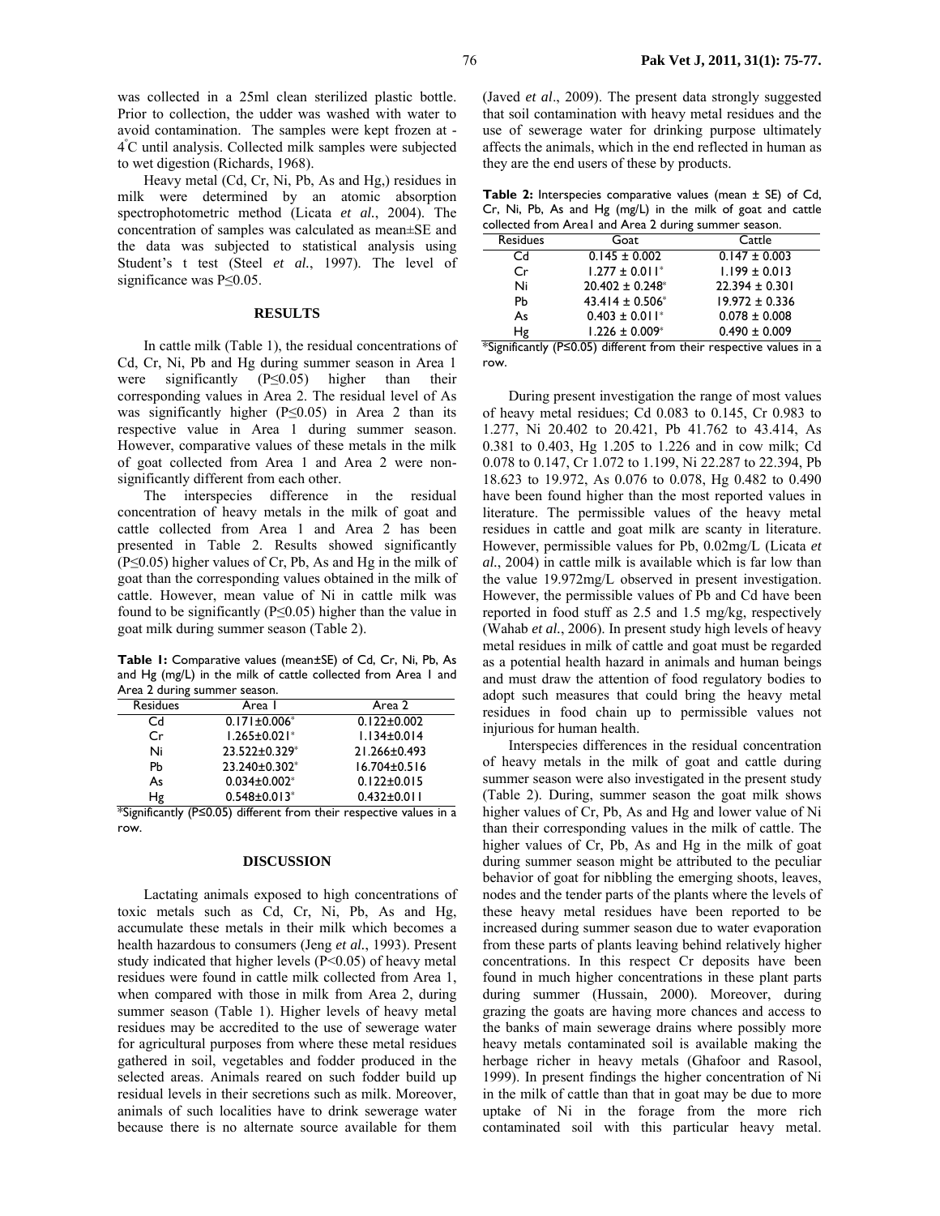was collected in a 25ml clean sterilized plastic bottle. Prior to collection, the udder was washed with water to avoid contamination. The samples were kept frozen at -4°C until analysis. Collected milk samples were subjected to wet digestion (Richards, 1968).

Heavy metal (Cd, Cr, Ni, Pb, As and Hg,) residues in milk were determined by an atomic absorption spectrophotometric method (Licata *et al.*, 2004). The concentration of samples was calculated as mean±SE and the data was subjected to statistical analysis using Student's t test (Steel *et al.*, 1997). The level of significance was $P \leq 0.05$.

## RESULTS

In cattle milk (Table 1), the residual concentrations of Cd, Cr, Ni, Pb and Hg during summer season in Area 1 were significantly ($P \leq 0.05$) higher than their corresponding values in Area 2. The residual level of As was significantly higher ($P \leq 0.05$) in Area 2 than its respective value in Area 1 during summer season. However, comparative values of these metals in the milk of goat collected from Area 1 and Area 2 were non-significantly different from each other.

The interspecies difference in the residual concentration of heavy metals in the milk of goat and cattle collected from Area 1 and Area 2 has been presented in Table 2. Results showed significantly ($P \leq 0.05$) higher values of Cr, Pb, As and Hg in the milk of goat than the corresponding values obtained in the milk of cattle. However, mean value of Ni in cattle milk was found to be significantly ($P \leq 0.05$) higher than the value in goat milk during summer season (Table 2).

**Table 1:** Comparative values (mean±SE) of Cd, Cr, Ni, Pb, As and Hg (mg/L) in the milk of cattle collected from Area 1 and Area 2 during summer season.

| Residues | Area 1 | Area 2 |
|---|---|---|
| Cd | 0.171±0.006* | 0.122±0.002 |
| Cr | 1.265±0.021* | 1.134±0.014 |
| Ni | 23.522±0.329* | 21.266±0.493 |
| Pb | 23.240±0.302* | 16.704±0.516 |
| As | 0.034±0.002* | 0.122±0.015 |
| Hg | 0.548±0.013* | 0.432±0.011 |

*Significantly ($P \leq 0.05$) different from their respective values in a row.

## DISCUSSION

Lactating animals exposed to high concentrations of toxic metals such as Cd, Cr, Ni, Pb, As and Hg, accumulate these metals in their milk which becomes a health hazardous to consumers (Jeng *et al.*, 1993). Present study indicated that higher levels ($P<0.05$) of heavy metal residues were found in cattle milk collected from Area 1, when compared with those in milk from Area 2, during summer season (Table 1). Higher levels of heavy metal residues may be accredited to the use of sewerage water for agricultural purposes from where these metal residues gathered in soil, vegetables and fodder produced in the selected areas. Animals reared on such fodder build up residual levels in their secretions such as milk. Moreover, animals of such localities have to drink sewerage water because there is no alternate source available for them (Javed *et al*., 2009). The present data strongly suggested that soil contamination with heavy metal residues and the use of sewerage water for drinking purpose ultimately affects the animals, which in the end reflected in human as they are the end users of these by products.

**Table 2:** Interspecies comparative values (mean ± SE) of Cd, Cr, Ni, Pb, As and Hg (mg/L) in the milk of goat and cattle collected from Area1 and Area 2 during summer season.

| Residues | Goat | Cattle |
|---|---|---|
| Cd | 0.145 ± 0.002 | 0.147 ± 0.003 |
| Cr | 1.277 ± 0.011* | 1.199 ± 0.013 |
| Ni | 20.402 ± 0.248* | 22.394 ± 0.301 |
| Pb | 43.414 ± 0.506* | 19.972 ± 0.336 |
| As | 0.403 ± 0.011* | 0.078 ± 0.008 |
| Hg | 1.226 ± 0.009* | 0.490 ± 0.009 |

*Significantly ($P \leq 0.05$) different from their respective values in a row.

During present investigation the range of most values of heavy metal residues; Cd 0.083 to 0.145, Cr 0.983 to 1.277, Ni 20.402 to 20.421, Pb 41.762 to 43.414, As 0.381 to 0.403, Hg 1.205 to 1.226 and in cow milk; Cd 0.078 to 0.147, Cr 1.072 to 1.199, Ni 22.287 to 22.394, Pb 18.623 to 19.972, As 0.076 to 0.078, Hg 0.482 to 0.490 have been found higher than the most reported values in literature. The permissible values of the heavy metal residues in cattle and goat milk are scanty in literature. However, permissible values for Pb, 0.02mg/L (Licata *et al*., 2004) in cattle milk is available which is far low than the value 19.972mg/L observed in present investigation. However, the permissible values of Pb and Cd have been reported in food stuff as 2.5 and 1.5 mg/kg, respectively (Wahab *et al.*, 2006). In present study high levels of heavy metal residues in milk of cattle and goat must be regarded as a potential health hazard in animals and human beings and must draw the attention of food regulatory bodies to adopt such measures that could bring the heavy metal residues in food chain up to permissible values not injurious for human health.

Interspecies differences in the residual concentration of heavy metals in the milk of goat and cattle during summer season were also investigated in the present study (Table 2). During, summer season the goat milk shows higher values of Cr, Pb, As and Hg and lower value of Ni than their corresponding values in the milk of cattle. The higher values of Cr, Pb, As and Hg in the milk of goat during summer season might be attributed to the peculiar behavior of goat for nibbling the emerging shoots, leaves, nodes and the tender parts of the plants where the levels of these heavy metal residues have been reported to be increased during summer season due to water evaporation from these parts of plants leaving behind relatively higher concentrations. In this respect Cr deposits have been found in much higher concentrations in these plant parts during summer (Hussain, 2000). Moreover, during grazing the goats are having more chances and access to the banks of main sewerage drains where possibly more heavy metals contaminated soil is available making the herbage richer in heavy metals (Ghafoor and Rasool, 1999). In present findings the higher concentration of Ni in the milk of cattle than that in goat may be due to more uptake of Ni in the forage from the more rich contaminated soil with this particular heavy metal.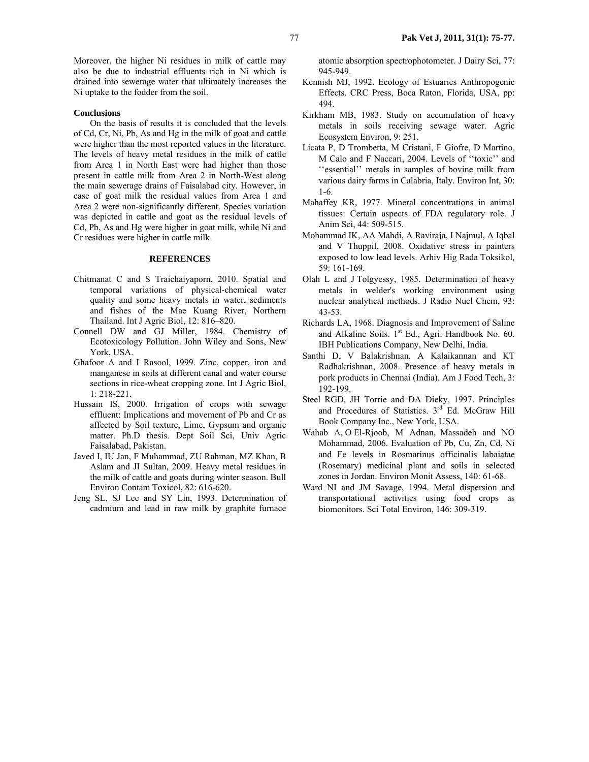Moreover, the higher Ni residues in milk of cattle may also be due to industrial effluents rich in Ni which is drained into sewerage water that ultimately increases the Ni uptake to the fodder from the soil.

### Conclusions

On the basis of results it is concluded that the levels of Cd, Cr, Ni, Pb, As and Hg in the milk of goat and cattle were higher than the most reported values in the literature. The levels of heavy metal residues in the milk of cattle from Area 1 in North East were had higher than those present in cattle milk from Area 2 in North-West along the main sewerage drains of Faisalabad city. However, in case of goat milk the residual values from Area 1 and Area 2 were non-significantly different. Species variation was depicted in cattle and goat as the residual levels of Cd, Pb, As and Hg were higher in goat milk, while Ni and Cr residues were higher in cattle milk.

## REFERENCES

Chitmanat C and S Traichaiyaporn, 2010. Spatial and temporal variations of physical-chemical water quality and some heavy metals in water, sediments and fishes of the Mae Kuang River, Northern Thailand. Int J Agric Biol, 12: 816–820.

Connell DW and GJ Miller, 1984. Chemistry of Ecotoxicology Pollution. John Wiley and Sons, New York, USA.

Ghafoor A and I Rasool, 1999. Zinc, copper, iron and manganese in soils at different canal and water course sections in rice-wheat cropping zone. Int J Agric Biol, 1: 218-221.

Hussain IS, 2000. Irrigation of crops with sewage effluent: Implications and movement of Pb and Cr as affected by Soil texture, Lime, Gypsum and organic matter. Ph.D thesis. Dept Soil Sci, Univ Agric Faisalabad, Pakistan.

Javed I, IU Jan, F Muhammad, ZU Rahman, MZ Khan, B Aslam and JI Sultan, 2009. Heavy metal residues in the milk of cattle and goats during winter season. Bull Environ Contam Toxicol, 82: 616-620.

Jeng SL, SJ Lee and SY Lin, 1993. Determination of cadmium and lead in raw milk by graphite furnace atomic absorption spectrophotometer. J Dairy Sci, 77: 945-949.

Kennish MJ, 1992. Ecology of Estuaries Anthropogenic Effects. CRC Press, Boca Raton, Florida, USA, pp: 494.

Kirkham MB, 1983. Study on accumulation of heavy metals in soils receiving sewage water. Agric Ecosystem Environ, 9: 251.

Licata P, D Trombetta, M Cristani, F Giofre, D Martino, M Calo and F Naccari, 2004. Levels of ''toxic'' and ''essential'' metals in samples of bovine milk from various dairy farms in Calabria, Italy. Environ Int, 30: 1-6.

Mahaffey KR, 1977. Mineral concentrations in animal tissues: Certain aspects of FDA regulatory role. J Anim Sci, 44: 509-515.

Mohammad IK, AA Mahdi, A Raviraja, I Najmul, A Iqbal and V Thuppil, 2008. Oxidative stress in painters exposed to low lead levels. Arhiv Hig Rada Toksikol, 59: 161-169.

Olah L and J Tolgyessy, 1985. Determination of heavy metals in welder's working environment using nuclear analytical methods. J Radio Nucl Chem, 93: 43-53.

Richards LA, 1968. Diagnosis and Improvement of Saline and Alkaline Soils. 1st Ed., Agri. Handbook No. 60. IBH Publications Company, New Delhi, India.

Santhi D, V Balakrishnan, A Kalaikannan and KT Radhakrishnan, 2008. Presence of heavy metals in pork products in Chennai (India). Am J Food Tech, 3: 192-199.

Steel RGD, JH Torrie and DA Dieky, 1997. Principles and Procedures of Statistics. 3rd Ed. McGraw Hill Book Company Inc., New York, USA.

Wahab A, O El-Rjoob, M Adnan, Massadeh and NO Mohammad, 2006. Evaluation of Pb, Cu, Zn, Cd, Ni and Fe levels in Rosmarinus officinalis labaiatae (Rosemary) medicinal plant and soils in selected zones in Jordan. Environ Monit Assess, 140: 61-68.

Ward NI and JM Savage, 1994. Metal dispersion and transportational activities using food crops as biomonitors. Sci Total Environ, 146: 309-319.